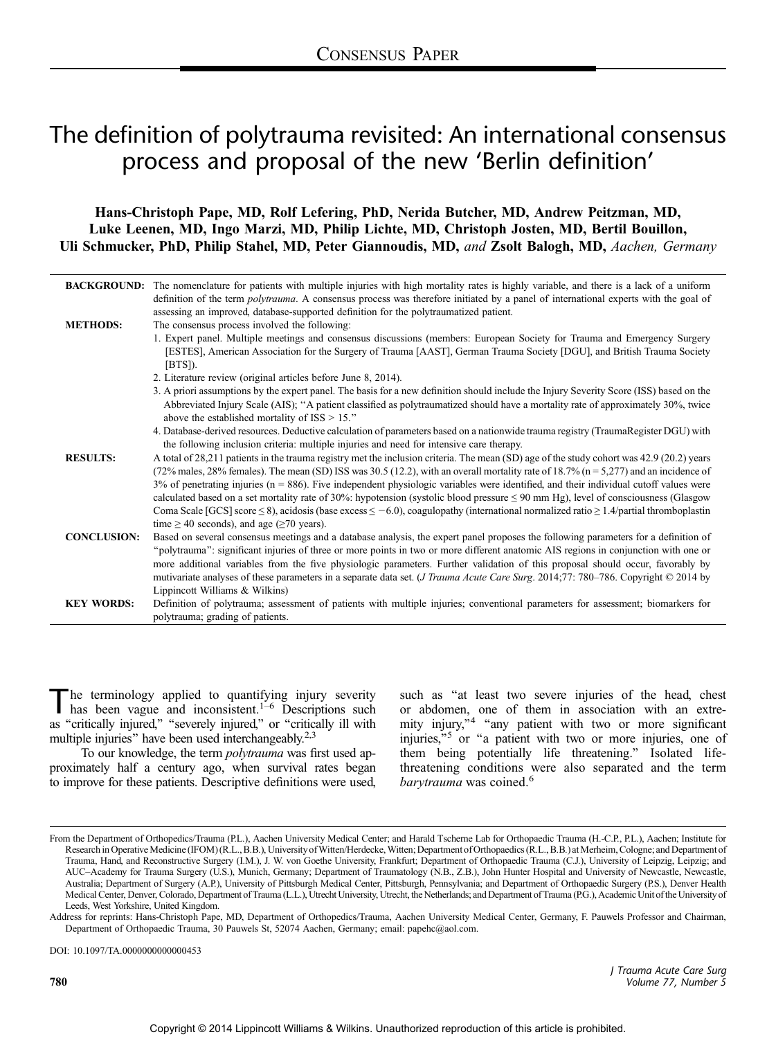# The definition of polytrauma revisited: An international consensus process and proposal of the new 'Berlin definition'

**Hans-Christoph Pape, MD, Rolf Lefering, PhD, Nerida Butcher, MD, Andrew Peitzman, MD, Luke Leenen, MD, Ingo Marzi, MD, Philip Lichte, MD, Christoph Josten, MD, Bertil Bouillon, Uli Schmucker, PhD, Philip Stahel, MD, Peter Giannoudis, MD,** *and* **Zsolt Balogh, MD,** *Aachen, Germany*

**BACKGROUND:** The nomenclature for patients with multiple injuries with high mortality rates is highly variable, and there is a lack of a uniform definition of the term *polytrauma*. A consensus process was therefore initiated by a panel of international experts with the goal of assessing an improved, database-supported definition for the polytraumatized patient.

**METHODS:** The consensus process involved the following:

1. Expert panel. Multiple meetings and consensus discussions (members: European Society for Trauma and Emergency Surgery [ESTES], American Association for the Surgery of Trauma [AAST], German Trauma Society [DGU], and British Trauma Society [BTS]).
2. Literature review (original articles before June 8, 2014).
3. A priori assumptions by the expert panel. The basis for a new definition should include the Injury Severity Score (ISS) based on the Abbreviated Injury Scale (AIS); "A patient classified as polytraumatized should have a mortality rate of approximately 30%, twice above the established mortality of ISS > 15."
4. Database-derived resources. Deductive calculation of parameters based on a nationwide trauma registry (TraumaRegister DGU) with the following inclusion criteria: multiple injuries and need for intensive care therapy.

**RESULTS:** A total of 28,211 patients in the trauma registry met the inclusion criteria. The mean (SD) age of the study cohort was 42.9 (20.2) years (72% males, 28% females). The mean (SD) ISS was 30.5 (12.2), with an overall mortality rate of 18.7% (n = 5,277) and an incidence of 3% of penetrating injuries (n = 886). Five independent physiologic variables were identified, and their individual cutoff values were calculated based on a set mortality rate of 30%: hypotension (systolic blood pressure ≤ 90 mm Hg), level of consciousness (Glasgow Coma Scale [GCS] score ≤ 8), acidosis (base excess ≤ −6.0), coagulopathy (international normalized ratio ≥ 1.4/partial thromboplastin time ≥ 40 seconds), and age (≥70 years).

**CONCLUSION:** Based on several consensus meetings and a database analysis, the expert panel proposes the following parameters for a definition of "polytrauma": significant injuries of three or more points in two or more different anatomic AIS regions in conjunction with one or more additional variables from the five physiologic parameters. Further validation of this proposal should occur, favorably by mutivariate analyses of these parameters in a separate data set. (*J Trauma Acute Care Surg*. 2014;77: 780–786. Copyright © 2014 by Lippincott Williams & Wilkins)

**KEY WORDS:** Definition of polytrauma; assessment of patients with multiple injuries; conventional parameters for assessment; biomarkers for polytrauma; grading of patients.

The terminology applied to quantifying injury severity has been vague and inconsistent.[1–6] Descriptions such as "critically injured," "severely injured," or "critically ill with multiple injuries" have been used interchangeably.[2,3]

To our knowledge, the term *polytrauma* was first used approximately half a century ago, when survival rates began to improve for these patients. Descriptive definitions were used, such as "at least two severe injuries of the head, chest or abdomen, one of them in association with an extremity injury,"[4] "any patient with two or more significant injuries,"[5] or "a patient with two or more injuries, one of them being potentially life threatening." Isolated life-threatening conditions were also separated and the term *barytrauma* was coined.[6]

---

From the Department of Orthopedics/Trauma (P.L.), Aachen University Medical Center; and Harald Tscherne Lab for Orthopaedic Trauma (H.-C.P., P.L.), Aachen; Institute for Research in Operative Medicine (IFOM) (R.L., B.B.), University of Witten/Herdecke, Witten; Department of Orthopaedics (R.L., B.B.) at Merheim, Cologne; and Department of Trauma, Hand, and Reconstructive Surgery (I.M.), J. W. von Goethe University, Frankfurt; Department of Orthopaedic Trauma (C.J.), University of Leipzig, Leipzig; and AUC–Academy for Trauma Surgery (U.S.), Munich, Germany; Department of Traumatology (N.B., Z.B.), John Hunter Hospital and University of Newcastle, Newcastle, Australia; Department of Surgery (A.P.), University of Pittsburgh Medical Center, Pittsburgh, Pennsylvania; and Department of Orthopaedic Surgery (P.S.), Denver Health Medical Center, Denver, Colorado, Department of Trauma (L.L.), Utrecht University, Utrecht, the Netherlands; and Department of Trauma (P.G.), Academic Unit of the University of Leeds, West Yorkshire, United Kingdom.

Address for reprints: Hans-Christoph Pape, MD, Department of Orthopedics/Trauma, Aachen University Medical Center, Germany, F. Pauwels Professor and Chairman, Department of Orthopaedic Trauma, 30 Pauwels St, 52074 Aachen, Germany; email: papehc@aol.com.

DOI: 10.1097/TA.0000000000000453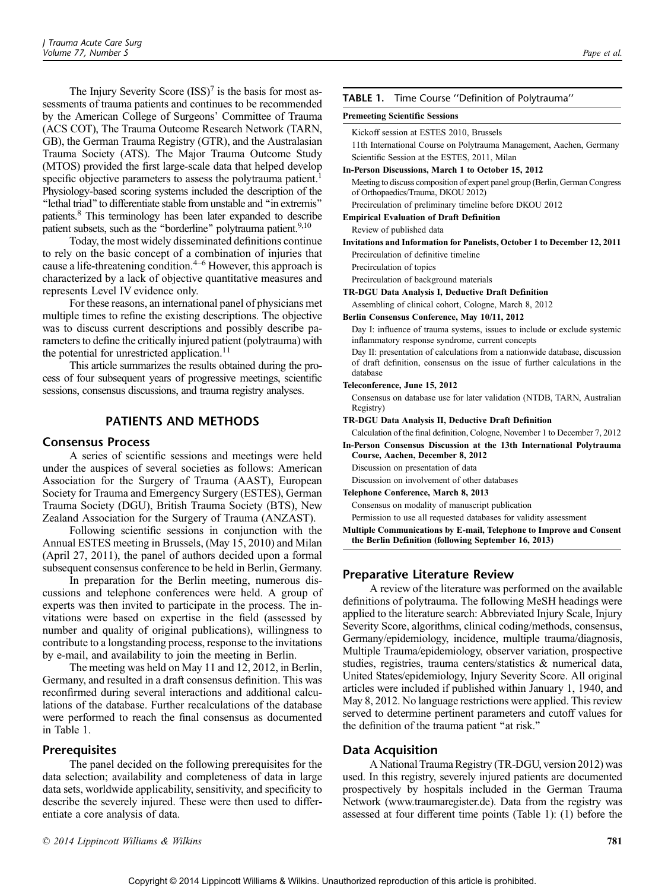The Injury Severity Score (ISS)[7] is the basis for most assessments of trauma patients and continues to be recommended by the American College of Surgeons' Committee of Trauma (ACS COT), The Trauma Outcome Research Network (TARN, GB), the German Trauma Registry (GTR), and the Australasian Trauma Society (ATS). The Major Trauma Outcome Study (MTOS) provided the first large-scale data that helped develop specific objective parameters to assess the polytrauma patient.[1] Physiology-based scoring systems included the description of the "lethal triad" to differentiate stable from unstable and "in extremis" patients.[8] This terminology has been later expanded to describe patient subsets, such as the "borderline" polytrauma patient.[9,10]

Today, the most widely disseminated definitions continue to rely on the basic concept of a combination of injuries that cause a life-threatening condition.[4–6] However, this approach is characterized by a lack of objective quantitative measures and represents Level IV evidence only.

For these reasons, an international panel of physicians met multiple times to refine the existing descriptions. The objective was to discuss current descriptions and possibly describe parameters to define the critically injured patient (polytrauma) with the potential for unrestricted application.[11]

This article summarizes the results obtained during the process of four subsequent years of progressive meetings, scientific sessions, consensus discussions, and trauma registry analyses.

## PATIENTS AND METHODS

### Consensus Process

A series of scientific sessions and meetings were held under the auspices of several societies as follows: American Association for the Surgery of Trauma (AAST), European Society for Trauma and Emergency Surgery (ESTES), German Trauma Society (DGU), British Trauma Society (BTS), New Zealand Association for the Surgery of Trauma (ANZAST).

Following scientific sessions in conjunction with the Annual ESTES meeting in Brussels, (May 15, 2010) and Milan (April 27, 2011), the panel of authors decided upon a formal subsequent consensus conference to be held in Berlin, Germany.

In preparation for the Berlin meeting, numerous discussions and telephone conferences were held. A group of experts was then invited to participate in the process. The invitations were based on expertise in the field (assessed by number and quality of original publications), willingness to contribute to a longstanding process, response to the invitations by e-mail, and availability to join the meeting in Berlin.

The meeting was held on May 11 and 12, 2012, in Berlin, Germany, and resulted in a draft consensus definition. This was reconfirmed during several interactions and additional calculations of the database. Further recalculations of the database were performed to reach the final consensus as documented in Table 1.

### Prerequisites

The panel decided on the following prerequisites for the data selection; availability and completeness of data in large data sets, worldwide applicability, sensitivity, and specificity to describe the severely injured. These were then used to differentiate a core analysis of data.

**TABLE 1.** Time Course "Definition of Polytrauma"

| **Premeeting Scientific Sessions** |
|---|
| Kickoff session at ESTES 2010, Brussels |
| 11th International Course on Polytrauma Management, Aachen, Germany |
| Scientific Session at the ESTES, 2011, Milan |
| **In-Person Discussions, March 1 to October 15, 2012** |
| Meeting to discuss composition of expert panel group (Berlin, German Congress of Orthopaedics/Trauma, DKOU 2012) |
| Precirculation of preliminary timeline before DKOU 2012 |
| **Empirical Evaluation of Draft Definition** |
| Review of published data |
| **Invitations and Information for Panelists, October 1 to December 12, 2011** |
| Precirculation of definitive timeline |
| Precirculation of topics |
| Precirculation of background materials |
| **TR-DGU Data Analysis I, Deductive Draft Definition** |
| Assembling of clinical cohort, Cologne, March 8, 2012 |
| **Berlin Consensus Conference, May 10/11, 2012** |
| Day I: influence of trauma systems, issues to include or exclude systemic inflammatory response syndrome, current concepts |
| Day II: presentation of calculations from a nationwide database, discussion of draft definition, consensus on the issue of further calculations in the database |
| **Teleconference, June 15, 2012** |
| Consensus on database use for later validation (NTDB, TARN, Australian Registry) |
| **TR-DGU Data Analysis II, Deductive Draft Definition** |
| Calculation of the final definition, Cologne, November 1 to December 7, 2012 |
| **In-Person Consensus Discussion at the 13th International Polytrauma Course, Aachen, December 8, 2012** |
| Discussion on presentation of data |
| Discussion on involvement of other databases |
| **Telephone Conference, March 8, 2013** |
| Consensus on modality of manuscript publication |
| Permission to use all requested databases for validity assessment |
| **Multiple Communications by E-mail, Telephone to Improve and Consent the Berlin Definition (following September 16, 2013)** |

### Preparative Literature Review

A review of the literature was performed on the available definitions of polytrauma. The following MeSH headings were applied to the literature search: Abbreviated Injury Scale, Injury Severity Score, algorithms, clinical coding/methods, consensus, Germany/epidemiology, incidence, multiple trauma/diagnosis, Multiple Trauma/epidemiology, observer variation, prospective studies, registries, trauma centers/statistics & numerical data, United States/epidemiology, Injury Severity Score. All original articles were included if published within January 1, 1940, and May 8, 2012. No language restrictions were applied. This review served to determine pertinent parameters and cutoff values for the definition of the trauma patient "at risk."

### Data Acquisition

A National Trauma Registry (TR-DGU, version 2012) was used. In this registry, severely injured patients are documented prospectively by hospitals included in the German Trauma Network (www.traumaregister.de). Data from the registry was assessed at four different time points (Table 1): (1) before the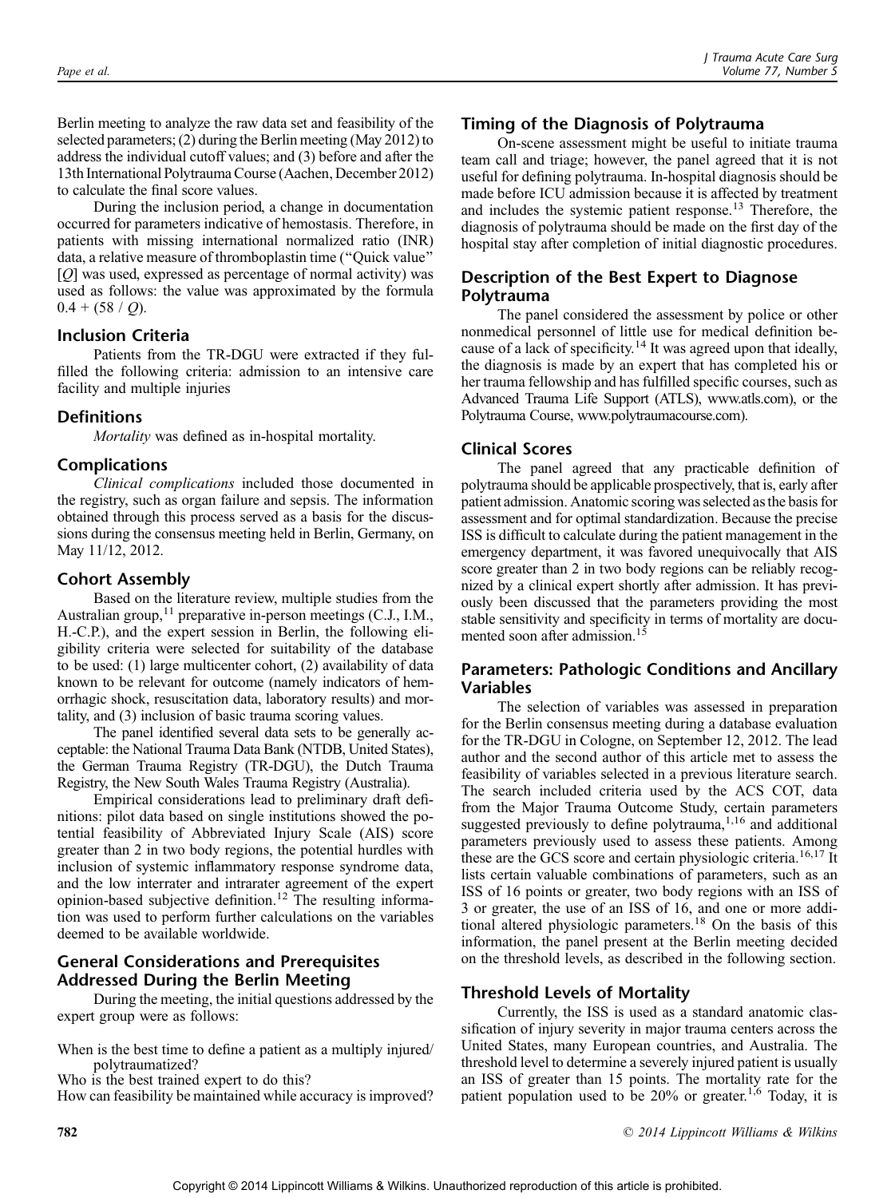Berlin meeting to analyze the raw data set and feasibility of the selected parameters; (2) during the Berlin meeting (May 2012) to address the individual cutoff values; and (3) before and after the 13th International Polytrauma Course (Aachen, December 2012) to calculate the final score values.

During the inclusion period, a change in documentation occurred for parameters indicative of hemostasis. Therefore, in patients with missing international normalized ratio (INR) data, a relative measure of thromboplastin time ("Quick value" [*Q*] was used, expressed as percentage of normal activity) was used as follows: the value was approximated by the formula $0.4 + (58 / Q)$.

## Inclusion Criteria

Patients from the TR-DGU were extracted if they fulfilled the following criteria: admission to an intensive care facility and multiple injuries

## Definitions

*Mortality* was defined as in-hospital mortality.

## Complications

*Clinical complications* included those documented in the registry, such as organ failure and sepsis. The information obtained through this process served as a basis for the discussions during the consensus meeting held in Berlin, Germany, on May 11/12, 2012.

## Cohort Assembly

Based on the literature review, multiple studies from the Australian group,[11] preparative in-person meetings (C.J., I.M., H.-C.P.), and the expert session in Berlin, the following eligibility criteria were selected for suitability of the database to be used: (1) large multicenter cohort, (2) availability of data known to be relevant for outcome (namely indicators of hemorrhagic shock, resuscitation data, laboratory results) and mortality, and (3) inclusion of basic trauma scoring values.

The panel identified several data sets to be generally acceptable: the National Trauma Data Bank (NTDB, United States), the German Trauma Registry (TR-DGU), the Dutch Trauma Registry, the New South Wales Trauma Registry (Australia).

Empirical considerations lead to preliminary draft definitions: pilot data based on single institutions showed the potential feasibility of Abbreviated Injury Scale (AIS) score greater than 2 in two body regions, the potential hurdles with inclusion of systemic inflammatory response syndrome data, and the low interrater and intrarater agreement of the expert opinion-based subjective definition.[12] The resulting information was used to perform further calculations on the variables deemed to be available worldwide.

## General Considerations and Prerequisites Addressed During the Berlin Meeting

During the meeting, the initial questions addressed by the expert group were as follows:

When is the best time to define a patient as a multiply injured/polytraumatized?
Who is the best trained expert to do this?
How can feasibility be maintained while accuracy is improved?

## Timing of the Diagnosis of Polytrauma

On-scene assessment might be useful to initiate trauma team call and triage; however, the panel agreed that it is not useful for defining polytrauma. In-hospital diagnosis should be made before ICU admission because it is affected by treatment and includes the systemic patient response.[13] Therefore, the diagnosis of polytrauma should be made on the first day of the hospital stay after completion of initial diagnostic procedures.

## Description of the Best Expert to Diagnose Polytrauma

The panel considered the assessment by police or other nonmedical personnel of little use for medical definition because of a lack of specificity.[14] It was agreed upon that ideally, the diagnosis is made by an expert that has completed his or her trauma fellowship and has fulfilled specific courses, such as Advanced Trauma Life Support (ATLS), www.atls.com), or the Polytrauma Course, www.polytraumacourse.com).

## Clinical Scores

The panel agreed that any practicable definition of polytrauma should be applicable prospectively, that is, early after patient admission. Anatomic scoring was selected as the basis for assessment and for optimal standardization. Because the precise ISS is difficult to calculate during the patient management in the emergency department, it was favored unequivocally that AIS score greater than 2 in two body regions can be reliably recognized by a clinical expert shortly after admission. It has previously been discussed that the parameters providing the most stable sensitivity and specificity in terms of mortality are documented soon after admission.[15]

## Parameters: Pathologic Conditions and Ancillary Variables

The selection of variables was assessed in preparation for the Berlin consensus meeting during a database evaluation for the TR-DGU in Cologne, on September 12, 2012. The lead author and the second author of this article met to assess the feasibility of variables selected in a previous literature search. The search included criteria used by the ACS COT, data from the Major Trauma Outcome Study, certain parameters suggested previously to define polytrauma,[1,16] and additional parameters previously used to assess these patients. Among these are the GCS score and certain physiologic criteria.[16,17] It lists certain valuable combinations of parameters, such as an ISS of 16 points or greater, two body regions with an ISS of 3 or greater, the use of an ISS of 16, and one or more additional altered physiologic parameters.[18] On the basis of this information, the panel present at the Berlin meeting decided on the threshold levels, as described in the following section.

## Threshold Levels of Mortality

Currently, the ISS is used as a standard anatomic classification of injury severity in major trauma centers across the United States, many European countries, and Australia. The threshold level to determine a severely injured patient is usually an ISS of greater than 15 points. The mortality rate for the patient population used to be 20% or greater.[1,6] Today, it is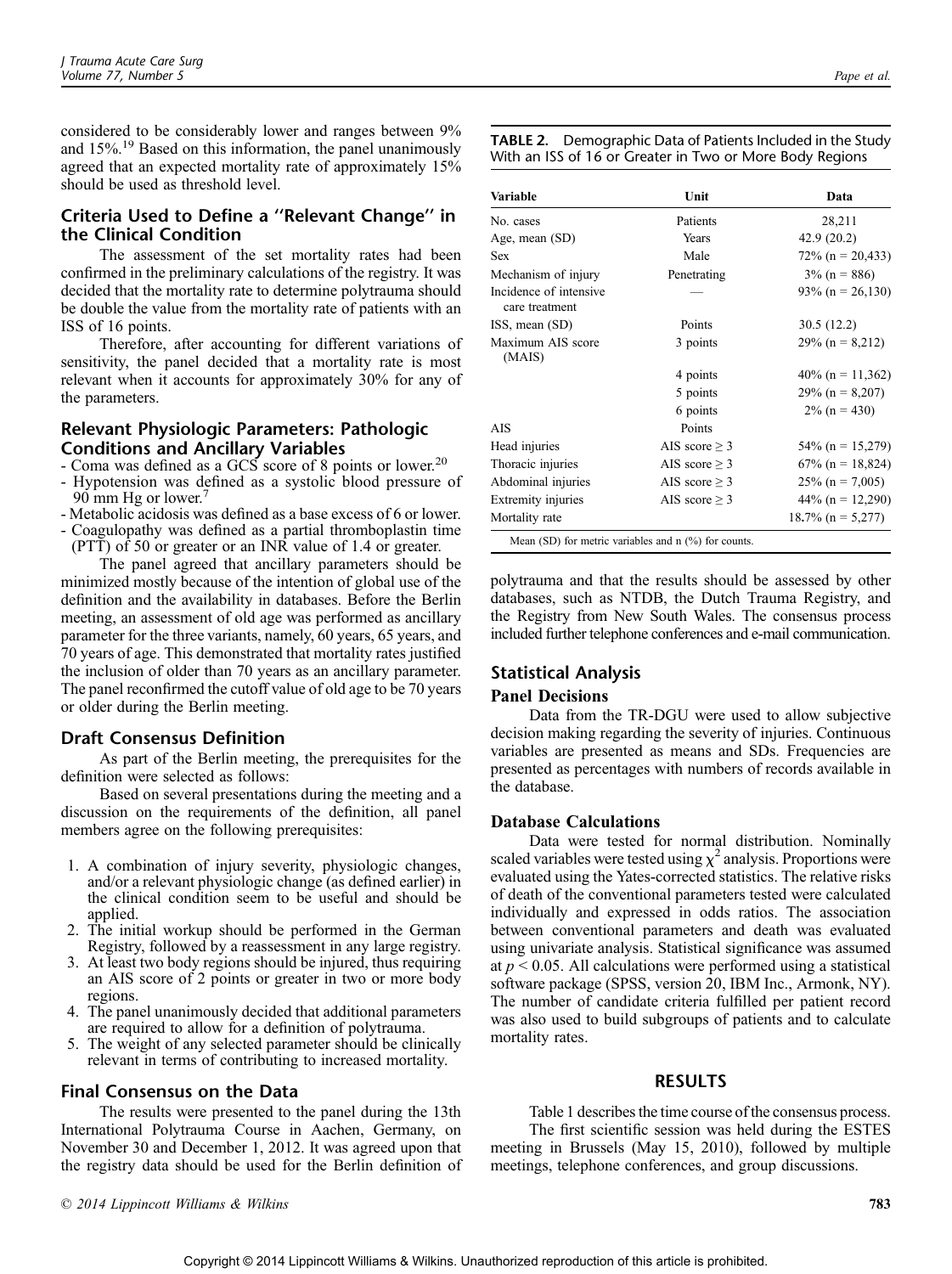considered to be considerably lower and ranges between 9% and 15%.[19] Based on this information, the panel unanimously agreed that an expected mortality rate of approximately 15% should be used as threshold level.

## Criteria Used to Define a "Relevant Change" in the Clinical Condition

The assessment of the set mortality rates had been confirmed in the preliminary calculations of the registry. It was decided that the mortality rate to determine polytrauma should be double the value from the mortality rate of patients with an ISS of 16 points.

Therefore, after accounting for different variations of sensitivity, the panel decided that a mortality rate is most relevant when it accounts for approximately 30% for any of the parameters.

## Relevant Physiologic Parameters: Pathologic Conditions and Ancillary Variables

- Coma was defined as a GCS score of 8 points or lower.[20]
- Hypotension was defined as a systolic blood pressure of 90 mm Hg or lower.[7]
- Metabolic acidosis was defined as a base excess of 6 or lower.
- Coagulopathy was defined as a partial thromboplastin time (PTT) of 50 or greater or an INR value of 1.4 or greater.

The panel agreed that ancillary parameters should be minimized mostly because of the intention of global use of the definition and the availability in databases. Before the Berlin meeting, an assessment of old age was performed as ancillary parameter for the three variants, namely, 60 years, 65 years, and 70 years of age. This demonstrated that mortality rates justified the inclusion of older than 70 years as an ancillary parameter. The panel reconfirmed the cutoff value of old age to be 70 years or older during the Berlin meeting.

## Draft Consensus Definition

As part of the Berlin meeting, the prerequisites for the definition were selected as follows:

Based on several presentations during the meeting and a discussion on the requirements of the definition, all panel members agree on the following prerequisites:

1. A combination of injury severity, physiologic changes, and/or a relevant physiologic change (as defined earlier) in the clinical condition seem to be useful and should be applied.
2. The initial workup should be performed in the German Registry, followed by a reassessment in any large registry.
3. At least two body regions should be injured, thus requiring an AIS score of 2 points or greater in two or more body regions.
4. The panel unanimously decided that additional parameters are required to allow for a definition of polytrauma.
5. The weight of any selected parameter should be clinically relevant in terms of contributing to increased mortality.

## Final Consensus on the Data

The results were presented to the panel during the 13th International Polytrauma Course in Aachen, Germany, on November 30 and December 1, 2012. It was agreed upon that the registry data should be used for the Berlin definition of polytrauma and that the results should be assessed by other databases, such as NTDB, the Dutch Trauma Registry, and the Registry from New South Wales. The consensus process included further telephone conferences and e-mail communication.

**TABLE 2.** Demographic Data of Patients Included in the Study With an ISS of 16 or Greater in Two or More Body Regions

| Variable | Unit | Data |
|---|---|---|
| No. cases | Patients | 28,211 |
| Age, mean (SD) | Years | 42.9 (20.2) |
| Sex | Male | 72% (n = 20,433) |
| Mechanism of injury | Penetrating | 3% (n = 886) |
| Incidence of intensive care treatment | — | 93% (n = 26,130) |
| ISS, mean (SD) | Points | 30.5 (12.2) |
| Maximum AIS score (MAIS) | 3 points | 29% (n = 8,212) |
| | 4 points | 40% (n = 11,362) |
| | 5 points | 29% (n = 8,207) |
| | 6 points | 2% (n = 430) |
| AIS | Points | |
| Head injuries | AIS score ≥ 3 | 54% (n = 15,279) |
| Thoracic injuries | AIS score ≥ 3 | 67% (n = 18,824) |
| Abdominal injuries | AIS score ≥ 3 | 25% (n = 7,005) |
| Extremity injuries | AIS score ≥ 3 | 44% (n = 12,290) |
| Mortality rate | | 18.7% (n = 5,277) |

Mean (SD) for metric variables and n (%) for counts.

## Statistical Analysis

### Panel Decisions

Data from the TR-DGU were used to allow subjective decision making regarding the severity of injuries. Continuous variables are presented as means and SDs. Frequencies are presented as percentages with numbers of records available in the database.

### Database Calculations

Data were tested for normal distribution. Nominally scaled variables were tested using $\chi^2$ analysis. Proportions were evaluated using the Yates-corrected statistics. The relative risks of death of the conventional parameters tested were calculated individually and expressed in odds ratios. The association between conventional parameters and death was evaluated using univariate analysis. Statistical significance was assumed at $p < 0.05$. All calculations were performed using a statistical software package (SPSS, version 20, IBM Inc., Armonk, NY). The number of candidate criteria fulfilled per patient record was also used to build subgroups of patients and to calculate mortality rates.

# RESULTS

Table 1 describes the time course of the consensus process.

The first scientific session was held during the ESTES meeting in Brussels (May 15, 2010), followed by multiple meetings, telephone conferences, and group discussions.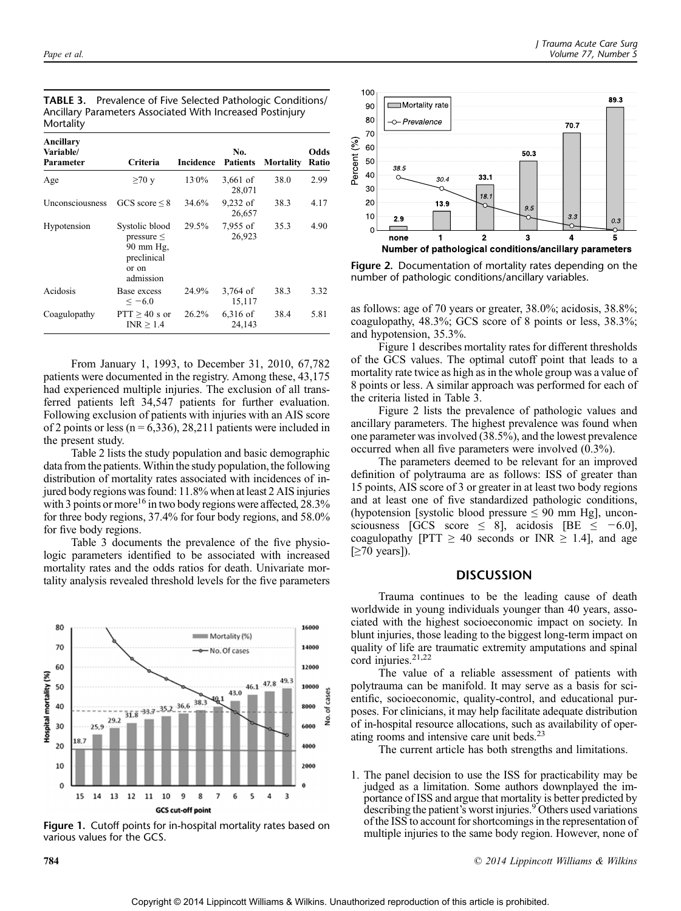**TABLE 3.** Prevalence of Five Selected Pathologic Conditions/ Ancillary Parameters Associated With Increased Postinjury Mortality

| Ancillary Variable/ Parameter | Criteria | Incidence | No. Patients | Mortality | Odds Ratio |
|---|---|---|---|---|---|
| Age | ≥70 y | 13.0% | 3,661 of 28,071 | 38.0 | 2.99 |
| Unconsciousness | GCS score ≤ 8 | 34.6% | 9,232 of 26,657 | 38.3 | 4.17 |
| Hypotension | Systolic blood pressure ≤ 90 mm Hg, preclinical or on admission | 29.5% | 7,955 of 26,923 | 35.3 | 4.90 |
| Acidosis | Base excess ≤ −6.0 | 24.9% | 3,764 of 15,117 | 38.3 | 3.32 |
| Coagulopathy | PTT ≥ 40 s or INR ≥ 1.4 | 26.2% | 6,316 of 24,143 | 38.4 | 5.81 |

From January 1, 1993, to December 31, 2010, 67,782 patients were documented in the registry. Among these, 43,175 had experienced multiple injuries. The exclusion of all transferred patients left 34,547 patients for further evaluation. Following exclusion of patients with injuries with an AIS score of 2 points or less (n = 6,336), 28,211 patients were included in the present study.

Table 2 lists the study population and basic demographic data from the patients. Within the study population, the following distribution of mortality rates associated with incidences of injured body regions was found: 11.8% when at least 2 AIS injuries with 3 points or more[16] in two body regions were affected, 28.3% for three body regions, 37.4% for four body regions, and 58.0% for five body regions.

Table 3 documents the prevalence of the five physiologic parameters identified to be associated with increased mortality rates and the odds ratios for death. Univariate mortality analysis revealed threshold levels for the five parameters as follows: age of 70 years or greater, 38.0%; acidosis, 38.8%; coagulopathy, 48.3%; GCS score of 8 points or less, 38.3%; and hypotension, 35.3%.

**Figure 1.** Cutoff points for in-hospital mortality rates based on various values for the GCS.

**Figure 2.** Documentation of mortality rates depending on the number of pathologic conditions/ancillary variables.

Figure 1 describes mortality rates for different thresholds of the GCS values. The optimal cutoff point that leads to a mortality rate twice as high as in the whole group was a value of 8 points or less. A similar approach was performed for each of the criteria listed in Table 3.

Figure 2 lists the prevalence of pathologic values and ancillary parameters. The highest prevalence was found when one parameter was involved (38.5%), and the lowest prevalence occurred when all five parameters were involved (0.3%).

The parameters deemed to be relevant for an improved definition of polytrauma are as follows: ISS of greater than 15 points, AIS score of 3 or greater in at least two body regions and at least one of five standardized pathologic conditions, (hypotension [systolic blood pressure ≤ 90 mm Hg], unconsciousness [GCS score ≤ 8], acidosis [BE ≤ −6.0], coagulopathy [PTT ≥ 40 seconds or INR ≥ 1.4], and age [≥70 years]).

## DISCUSSION

Trauma continues to be the leading cause of death worldwide in young individuals younger than 40 years, associated with the highest socioeconomic impact on society. In blunt injuries, those leading to the biggest long-term impact on quality of life are traumatic extremity amputations and spinal cord injuries.[21,22]

The value of a reliable assessment of patients with polytrauma can be manifold. It may serve as a basis for scientific, socioeconomic, quality-control, and educational purposes. For clinicians, it may help facilitate adequate distribution of in-hospital resource allocations, such as availability of operating rooms and intensive care unit beds.[23]

The current article has both strengths and limitations.

1. The panel decision to use the ISS for practicability may be judged as a limitation. Some authors downplayed the importance of ISS and argue that mortality is better predicted by describing the patient's worst injuries.[9] Others used variations of the ISS to account for shortcomings in the representation of multiple injuries to the same body region. However, none of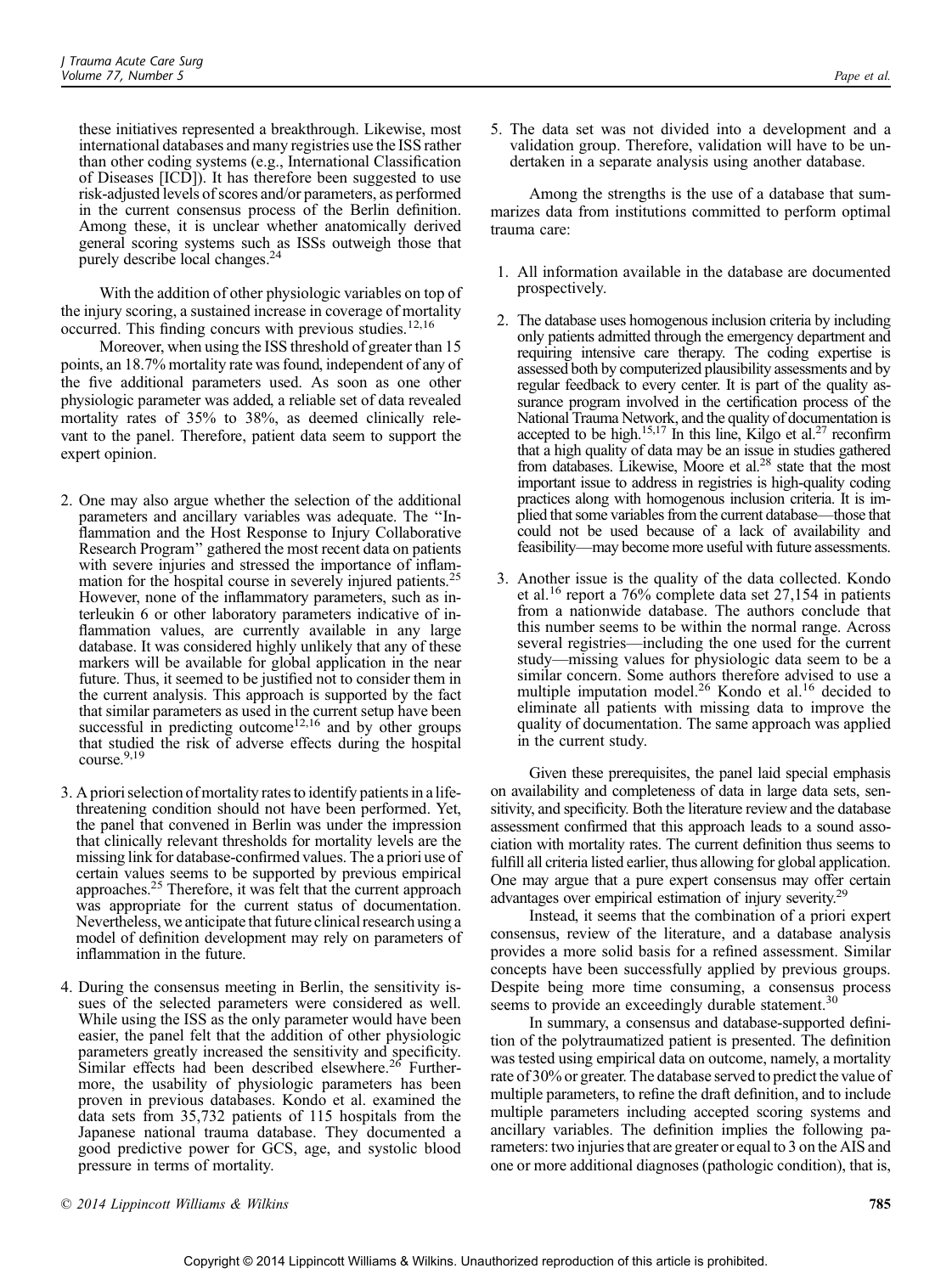these initiatives represented a breakthrough. Likewise, most international databases and many registries use the ISS rather than other coding systems (e.g., International Classification of Diseases [ICD]). It has therefore been suggested to use risk-adjusted levels of scores and/or parameters, as performed in the current consensus process of the Berlin definition. Among these, it is unclear whether anatomically derived general scoring systems such as ISSs outweigh those that purely describe local changes.[24]

With the addition of other physiologic variables on top of the injury scoring, a sustained increase in coverage of mortality occurred. This finding concurs with previous studies.[12,16]

Moreover, when using the ISS threshold of greater than 15 points, an 18.7% mortality rate was found, independent of any of the five additional parameters used. As soon as one other physiologic parameter was added, a reliable set of data revealed mortality rates of 35% to 38%, as deemed clinically relevant to the panel. Therefore, patient data seem to support the expert opinion.

2. One may also argue whether the selection of the additional parameters and ancillary variables was adequate. The "Inflammation and the Host Response to Injury Collaborative Research Program" gathered the most recent data on patients with severe injuries and stressed the importance of inflammation for the hospital course in severely injured patients.[25] However, none of the inflammatory parameters, such as interleukin 6 or other laboratory parameters indicative of inflammation values, are currently available in any large database. It was considered highly unlikely that any of these markers will be available for global application in the near future. Thus, it seemed to be justified not to consider them in the current analysis. This approach is supported by the fact that similar parameters as used in the current setup have been successful in predicting outcome[12,16] and by other groups that studied the risk of adverse effects during the hospital course.[9,19]

3. A priori selection of mortality rates to identify patients in a life-threatening condition should not have been performed. Yet, the panel that convened in Berlin was under the impression that clinically relevant thresholds for mortality levels are the missing link for database-confirmed values. The a priori use of certain values seems to be supported by previous empirical approaches.[25] Therefore, it was felt that the current approach was appropriate for the current status of documentation. Nevertheless, we anticipate that future clinical research using a model of definition development may rely on parameters of inflammation in the future.

4. During the consensus meeting in Berlin, the sensitivity issues of the selected parameters were considered as well. While using the ISS as the only parameter would have been easier, the panel felt that the addition of other physiologic parameters greatly increased the sensitivity and specificity. Similar effects had been described elsewhere.[26] Furthermore, the usability of physiologic parameters has been proven in previous databases. Kondo et al. examined the data sets from 35,732 patients of 115 hospitals from the Japanese national trauma database. They documented a good predictive power for GCS, age, and systolic blood pressure in terms of mortality.

5. The data set was not divided into a development and a validation group. Therefore, validation will have to be undertaken in a separate analysis using another database.

Among the strengths is the use of a database that summarizes data from institutions committed to perform optimal trauma care:

1. All information available in the database are documented prospectively.

2. The database uses homogenous inclusion criteria by including only patients admitted through the emergency department and requiring intensive care therapy. The coding expertise is assessed both by computerized plausibility assessments and by regular feedback to every center. It is part of the quality assurance program involved in the certification process of the National Trauma Network, and the quality of documentation is accepted to be high.[15,17] In this line, Kilgo et al.[27] reconfirm that a high quality of data may be an issue in studies gathered from databases. Likewise, Moore et al.[28] state that the most important issue to address in registries is high-quality coding practices along with homogenous inclusion criteria. It is implied that some variables from the current database—those that could not be used because of a lack of availability and feasibility—may become more useful with future assessments.

3. Another issue is the quality of the data collected. Kondo et al.[16] report a 76% complete data set 27,154 in patients from a nationwide database. The authors conclude that this number seems to be within the normal range. Across several registries—including the one used for the current study—missing values for physiologic data seem to be a similar concern. Some authors therefore advised to use a multiple imputation model.[26] Kondo et al.[16] decided to eliminate all patients with missing data to improve the quality of documentation. The same approach was applied in the current study.

Given these prerequisites, the panel laid special emphasis on availability and completeness of data in large data sets, sensitivity, and specificity. Both the literature review and the database assessment confirmed that this approach leads to a sound association with mortality rates. The current definition thus seems to fulfill all criteria listed earlier, thus allowing for global application. One may argue that a pure expert consensus may offer certain advantages over empirical estimation of injury severity.[29]

Instead, it seems that the combination of a priori expert consensus, review of the literature, and a database analysis provides a more solid basis for a refined assessment. Similar concepts have been successfully applied by previous groups. Despite being more time consuming, a consensus process seems to provide an exceedingly durable statement.[30]

In summary, a consensus and database-supported definition of the polytraumatized patient is presented. The definition was tested using empirical data on outcome, namely, a mortality rate of 30% or greater. The database served to predict the value of multiple parameters, to refine the draft definition, and to include multiple parameters including accepted scoring systems and ancillary variables. The definition implies the following parameters: two injuries that are greater or equal to 3 on the AIS and one or more additional diagnoses (pathologic condition), that is,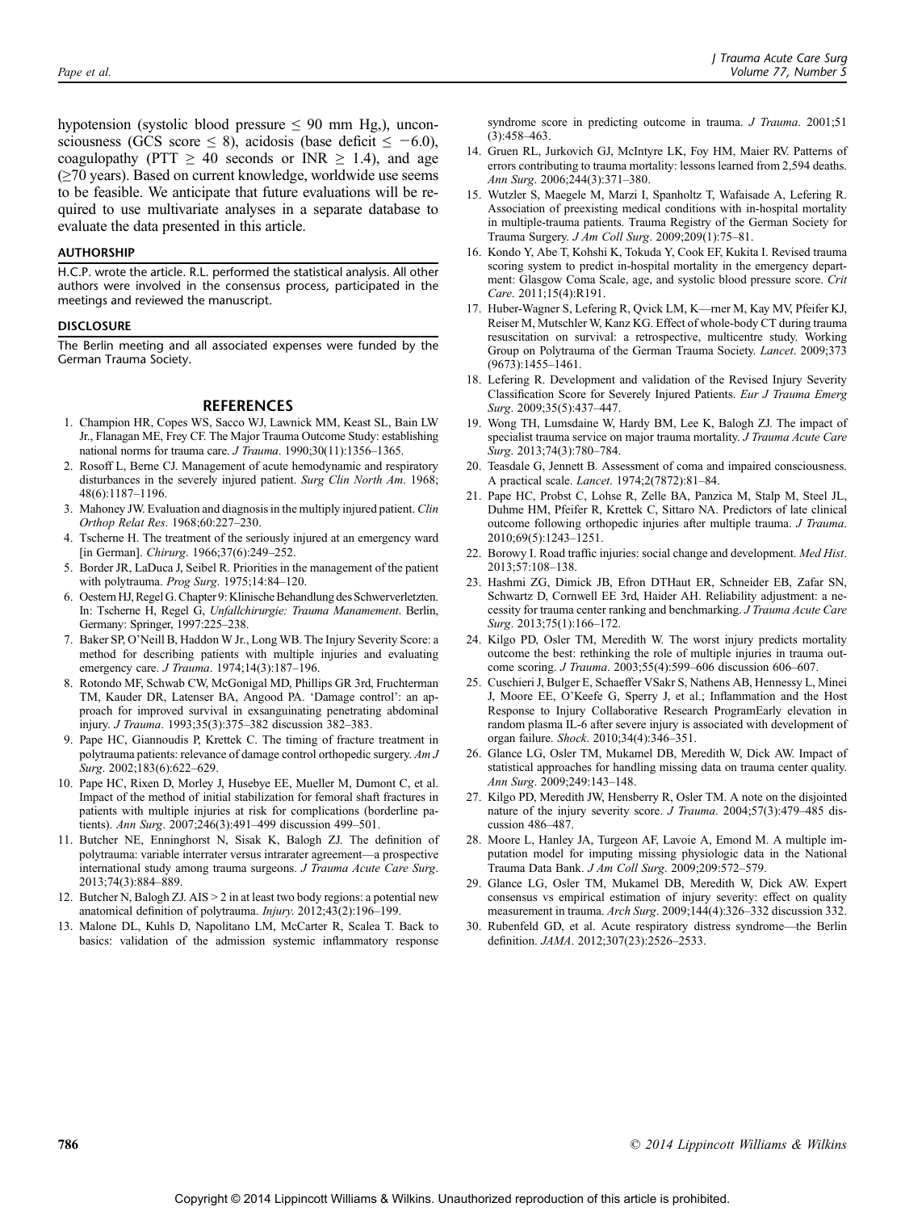hypotension (systolic blood pressure ≤ 90 mm Hg,), unconsciousness (GCS score ≤ 8), acidosis (base deficit ≤ −6.0), coagulopathy (PTT ≥ 40 seconds or INR ≥ 1.4), and age (≥70 years). Based on current knowledge, worldwide use seems to be feasible. We anticipate that future evaluations will be required to use multivariate analyses in a separate database to evaluate the data presented in this article.

## AUTHORSHIP

H.C.P. wrote the article. R.L. performed the statistical analysis. All other authors were involved in the consensus process, participated in the meetings and reviewed the manuscript.

## DISCLOSURE

The Berlin meeting and all associated expenses were funded by the German Trauma Society.

## REFERENCES

1. Champion HR, Copes WS, Sacco WJ, Lawnick MM, Keast SL, Bain LW Jr., Flanagan ME, Frey CF. The Major Trauma Outcome Study: establishing national norms for trauma care. *J Trauma*. 1990;30(11):1356–1365.
2. Rosoff L, Berne CJ. Management of acute hemodynamic and respiratory disturbances in the severely injured patient. *Surg Clin North Am*. 1968; 48(6):1187–1196.
3. Mahoney JW. Evaluation and diagnosis in the multiply injured patient. *Clin Orthop Relat Res*. 1968;60:227–230.
4. Tscherne H. The treatment of the seriously injured at an emergency ward [in German]. *Chirurg*. 1966;37(6):249–252.
5. Border JR, LaDuca J, Seibel R. Priorities in the management of the patient with polytrauma. *Prog Surg*. 1975;14:84–120.
6. Oestern HJ, Regel G. Chapter 9: Klinische Behandlung des Schwerverletzten. In: Tscherne H, Regel G, *Unfallchirurgie: Trauma Manamement*. Berlin, Germany: Springer, 1997:225–238.
7. Baker SP, O'Neill B, Haddon W Jr., Long WB. The Injury Severity Score: a method for describing patients with multiple injuries and evaluating emergency care. *J Trauma*. 1974;14(3):187–196.
8. Rotondo MF, Schwab CW, McGonigal MD, Phillips GR 3rd, Fruchterman TM, Kauder DR, Latenser BA, Angood PA. 'Damage control': an approach for improved survival in exsanguinating penetrating abdominal injury. *J Trauma*. 1993;35(3):375–382 discussion 382–383.
9. Pape HC, Giannoudis P, Krettek C. The timing of fracture treatment in polytrauma patients: relevance of damage control orthopedic surgery. *Am J Surg*. 2002;183(6):622–629.
10. Pape HC, Rixen D, Morley J, Husebye EE, Mueller M, Dumont C, et al. Impact of the method of initial stabilization for femoral shaft fractures in patients with multiple injuries at risk for complications (borderline patients). *Ann Surg*. 2007;246(3):491–499 discussion 499–501.
11. Butcher NE, Enninghorst N, Sisak K, Balogh ZJ. The definition of polytrauma: variable interrater versus intrarater agreement—a prospective international study among trauma surgeons. *J Trauma Acute Care Surg*. 2013;74(3):884–889.
12. Butcher N, Balogh ZJ. AIS > 2 in at least two body regions: a potential new anatomical definition of polytrauma. *Injury*. 2012;43(2):196–199.
13. Malone DL, Kuhls D, Napolitano LM, McCarter R, Scalea T. Back to basics: validation of the admission systemic inflammatory response syndrome score in predicting outcome in trauma. *J Trauma*. 2001;51 (3):458–463.
14. Gruen RL, Jurkovich GJ, McIntyre LK, Foy HM, Maier RV. Patterns of errors contributing to trauma mortality: lessons learned from 2,594 deaths. *Ann Surg*. 2006;244(3):371–380.
15. Wutzler S, Maegele M, Marzi I, Spanholtz T, Wafaisade A, Lefering R. Association of preexisting medical conditions with in-hospital mortality in multiple-trauma patients. Trauma Registry of the German Society for Trauma Surgery. *J Am Coll Surg*. 2009;209(1):75–81.
16. Kondo Y, Abe T, Kohshi K, Tokuda Y, Cook EF, Kukita I. Revised trauma scoring system to predict in-hospital mortality in the emergency department: Glasgow Coma Scale, age, and systolic blood pressure score. *Crit Care*. 2011;15(4):R191.
17. Huber-Wagner S, Lefering R, Qvick LM, K—rner M, Kay MV, Pfeifer KJ, Reiser M, Mutschler W, Kanz KG. Effect of whole-body CT during trauma resuscitation on survival: a retrospective, multicentre study. Working Group on Polytrauma of the German Trauma Society. *Lancet*. 2009;373 (9673):1455–1461.
18. Lefering R. Development and validation of the Revised Injury Severity Classification Score for Severely Injured Patients. *Eur J Trauma Emerg Surg*. 2009;35(5):437–447.
19. Wong TH, Lumsdaine W, Hardy BM, Lee K, Balogh ZJ. The impact of specialist trauma service on major trauma mortality. *J Trauma Acute Care Surg*. 2013;74(3):780–784.
20. Teasdale G, Jennett B. Assessment of coma and impaired consciousness. A practical scale. *Lancet*. 1974;2(7872):81–84.
21. Pape HC, Probst C, Lohse R, Zelle BA, Panzica M, Stalp M, Steel JL, Duhme HM, Pfeifer R, Krettek C, Sittaro NA. Predictors of late clinical outcome following orthopedic injuries after multiple trauma. *J Trauma*. 2010;69(5):1243–1251.
22. Borowy I. Road traffic injuries: social change and development. *Med Hist*. 2013;57:108–138.
23. Hashmi ZG, Dimick JB, Efron DTHaut ER, Schneider EB, Zafar SN, Schwartz D, Cornwell EE 3rd, Haider AH. Reliability adjustment: a necessity for trauma center ranking and benchmarking. *J Trauma Acute Care Surg*. 2013;75(1):166–172.
24. Kilgo PD, Osler TM, Meredith W. The worst injury predicts mortality outcome the best: rethinking the role of multiple injuries in trauma outcome scoring. *J Trauma*. 2003;55(4):599–606 discussion 606–607.
25. Cuschieri J, Bulger E, Schaeffer VSakr S, Nathens AB, Hennessy L, Minei J, Moore EE, O'Keefe G, Sperry J, et al.; Inflammation and the Host Response to Injury Collaborative Research ProgramEarly elevation in random plasma IL-6 after severe injury is associated with development of organ failure. *Shock*. 2010;34(4):346–351.
26. Glance LG, Osler TM, Mukamel DB, Meredith W, Dick AW. Impact of statistical approaches for handling missing data on trauma center quality. *Ann Surg*. 2009;249:143–148.
27. Kilgo PD, Meredith JW, Hensberry R, Osler TM. A note on the disjointed nature of the injury severity score. *J Trauma*. 2004;57(3):479–485 discussion 486–487.
28. Moore L, Hanley JA, Turgeon AF, Lavoie A, Emond M. A multiple imputation model for imputing missing physiologic data in the National Trauma Data Bank. *J Am Coll Surg*. 2009;209:572–579.
29. Glance LG, Osler TM, Mukamel DB, Meredith W, Dick AW. Expert consensus vs empirical estimation of injury severity: effect on quality measurement in trauma. *Arch Surg*. 2009;144(4):326–332 discussion 332.
30. Rubenfeld GD, et al. Acute respiratory distress syndrome—the Berlin definition. *JAMA*. 2012;307(23):2526–2533.